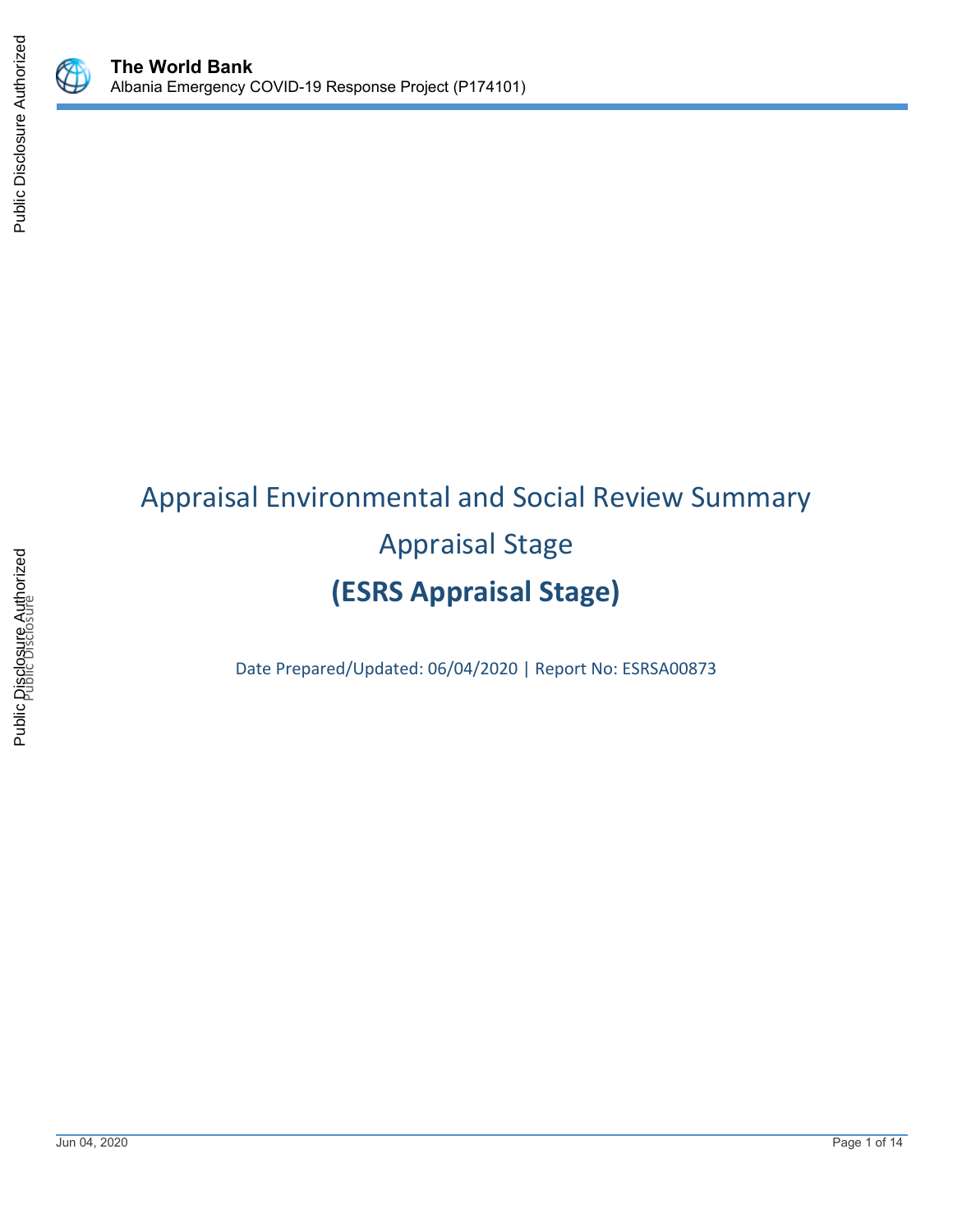# Appraisal Environmental and Social Review Summary

## Appraisal Stage

## (ESRS Appraisal Stage)

Date Prepared/Updated: 06/04/2020 | Report No: ESRSA00873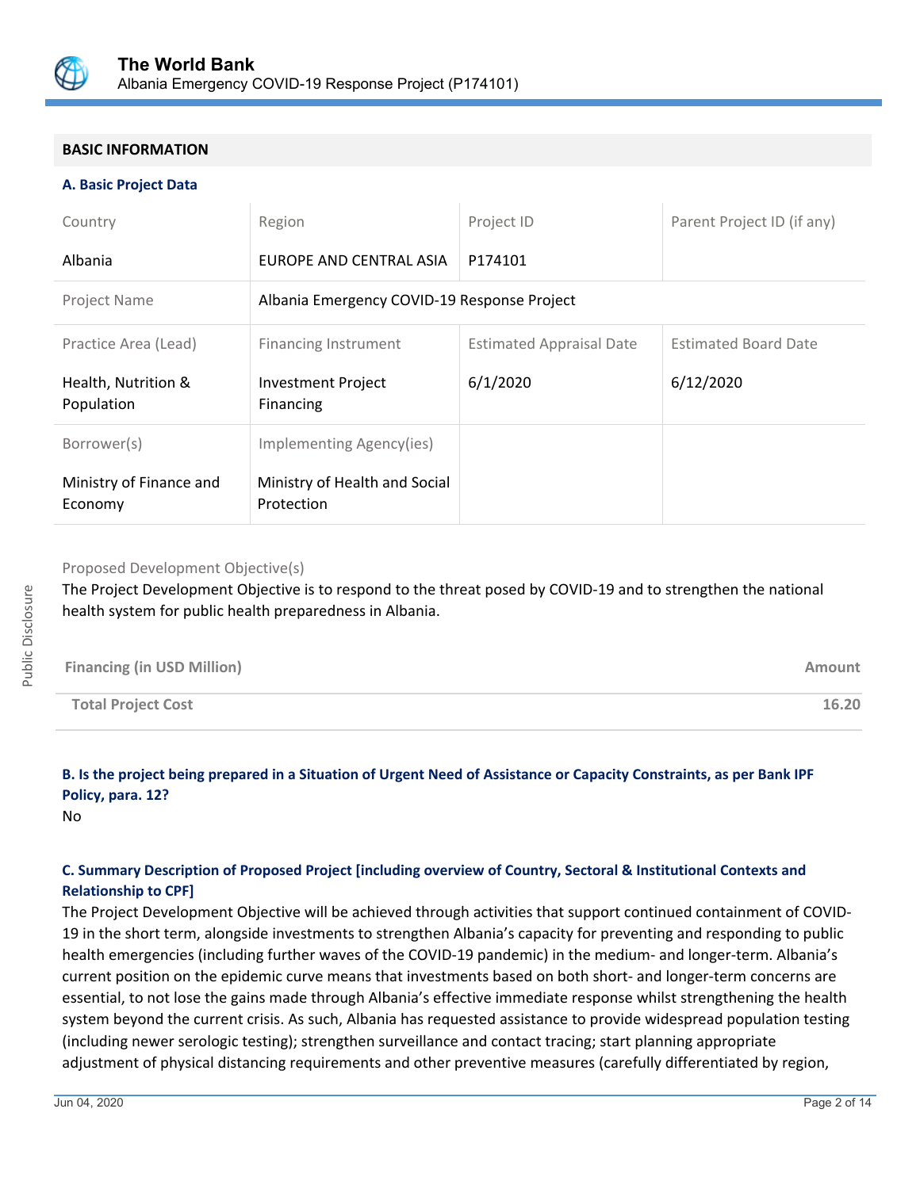## BASIC INFORMATION

### A. Basic Project Data

| Country | Region | Project ID | Parent Project ID (if any) |
|---|---|---|---|
| Albania | EUROPE AND CENTRAL ASIA | P174101 | |
| Project Name | Albania Emergency COVID-19 Response Project | | |
| Practice Area (Lead) | Financing Instrument | Estimated Appraisal Date | Estimated Board Date |
| Health, Nutrition & Population | Investment Project Financing | 6/1/2020 | 6/12/2020 |
| Borrower(s) | Implementing Agency(ies) | | |
| Ministry of Finance and Economy | Ministry of Health and Social Protection | | |

Proposed Development Objective(s)

The Project Development Objective is to respond to the threat posed by COVID-19 and to strengthen the national health system for public health preparedness in Albania.

| Financing (in USD Million) | Amount |
|---|---|
| **Total Project Cost** | **16.20** |

### B. Is the project being prepared in a Situation of Urgent Need of Assistance or Capacity Constraints, as per Bank IPF Policy, para. 12?

No

### C. Summary Description of Proposed Project [including overview of Country, Sectoral & Institutional Contexts and Relationship to CPF]

The Project Development Objective will be achieved through activities that support continued containment of COVID-19 in the short term, alongside investments to strengthen Albania's capacity for preventing and responding to public health emergencies (including further waves of the COVID-19 pandemic) in the medium- and longer-term. Albania's current position on the epidemic curve means that investments based on both short- and longer-term concerns are essential, to not lose the gains made through Albania's effective immediate response whilst strengthening the health system beyond the current crisis. As such, Albania has requested assistance to provide widespread population testing (including newer serologic testing); strengthen surveillance and contact tracing; start planning appropriate adjustment of physical distancing requirements and other preventive measures (carefully differentiated by region,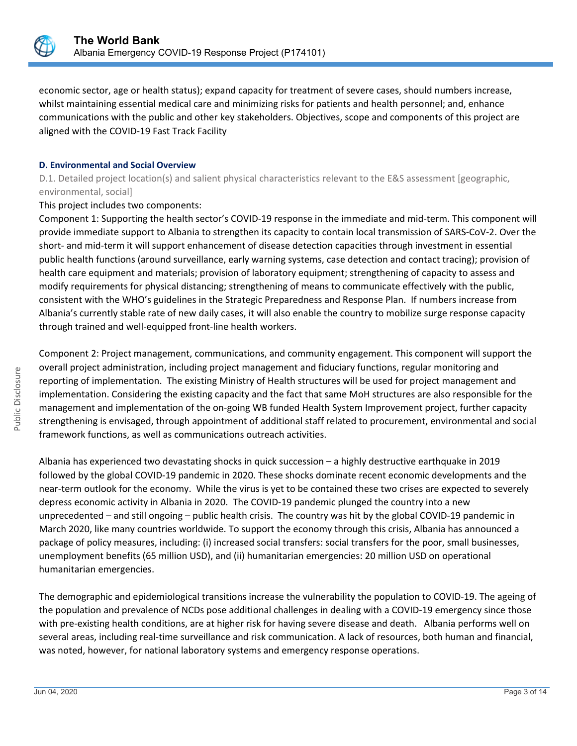economic sector, age or health status); expand capacity for treatment of severe cases, should numbers increase, whilst maintaining essential medical care and minimizing risks for patients and health personnel; and, enhance communications with the public and other key stakeholders. Objectives, scope and components of this project are aligned with the COVID-19 Fast Track Facility

**D. Environmental and Social Overview**

D.1. Detailed project location(s) and salient physical characteristics relevant to the E&S assessment [geographic, environmental, social]

This project includes two components:

Component 1: Supporting the health sector's COVID-19 response in the immediate and mid-term. This component will provide immediate support to Albania to strengthen its capacity to contain local transmission of SARS-CoV-2. Over the short- and mid-term it will support enhancement of disease detection capacities through investment in essential public health functions (around surveillance, early warning systems, case detection and contact tracing); provision of health care equipment and materials; provision of laboratory equipment; strengthening of capacity to assess and modify requirements for physical distancing; strengthening of means to communicate effectively with the public, consistent with the WHO's guidelines in the Strategic Preparedness and Response Plan. If numbers increase from Albania's currently stable rate of new daily cases, it will also enable the country to mobilize surge response capacity through trained and well-equipped front-line health workers.

Component 2: Project management, communications, and community engagement. This component will support the overall project administration, including project management and fiduciary functions, regular monitoring and reporting of implementation. The existing Ministry of Health structures will be used for project management and implementation. Considering the existing capacity and the fact that same MoH structures are also responsible for the management and implementation of the on-going WB funded Health System Improvement project, further capacity strengthening is envisaged, through appointment of additional staff related to procurement, environmental and social framework functions, as well as communications outreach activities.

Albania has experienced two devastating shocks in quick succession – a highly destructive earthquake in 2019 followed by the global COVID-19 pandemic in 2020. These shocks dominate recent economic developments and the near-term outlook for the economy. While the virus is yet to be contained these two crises are expected to severely depress economic activity in Albania in 2020. The COVID-19 pandemic plunged the country into a new unprecedented – and still ongoing – public health crisis. The country was hit by the global COVID-19 pandemic in March 2020, like many countries worldwide. To support the economy through this crisis, Albania has announced a package of policy measures, including: (i) increased social transfers: social transfers for the poor, small businesses, unemployment benefits (65 million USD), and (ii) humanitarian emergencies: 20 million USD on operational humanitarian emergencies.

The demographic and epidemiological transitions increase the vulnerability the population to COVID-19. The ageing of the population and prevalence of NCDs pose additional challenges in dealing with a COVID-19 emergency since those with pre-existing health conditions, are at higher risk for having severe disease and death. Albania performs well on several areas, including real-time surveillance and risk communication. A lack of resources, both human and financial, was noted, however, for national laboratory systems and emergency response operations.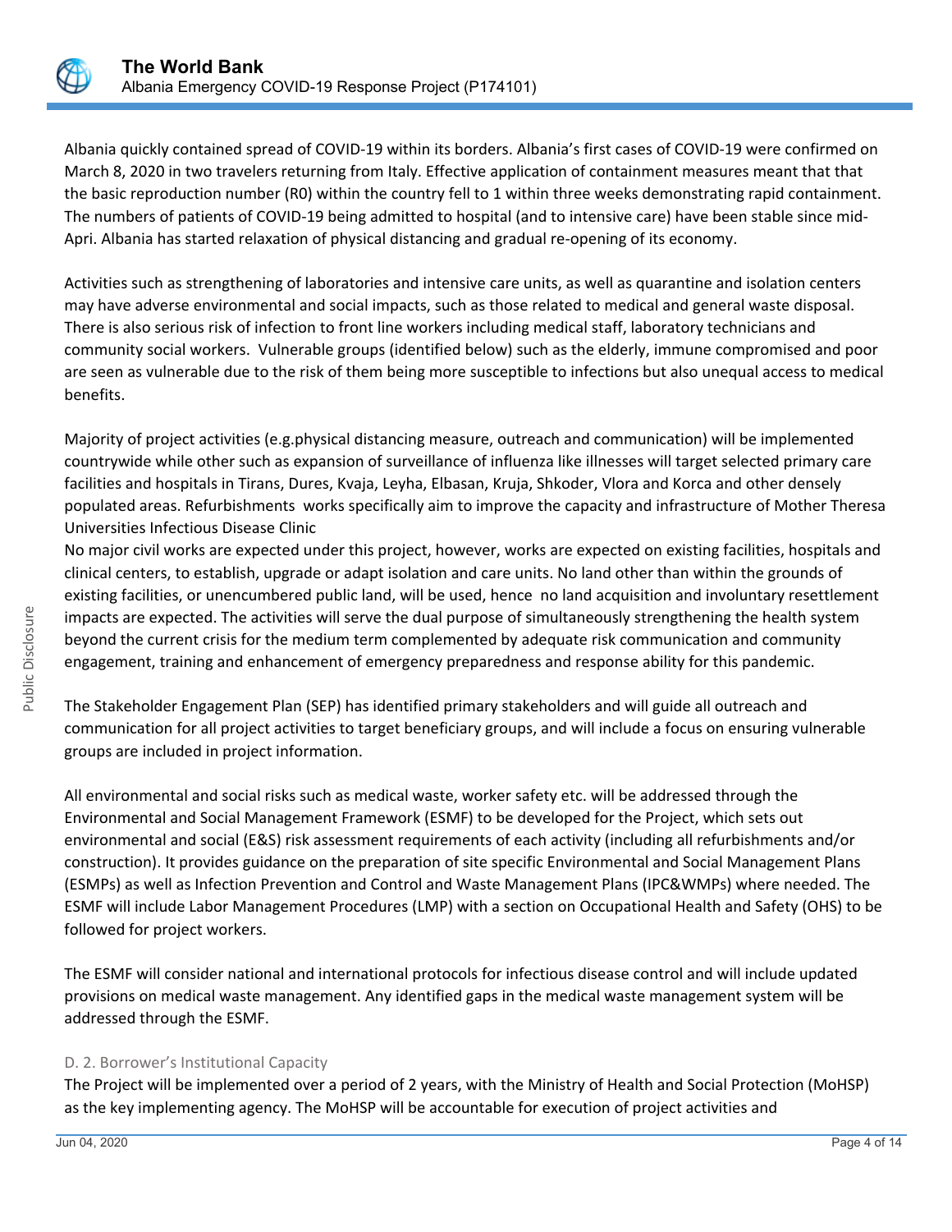Albania quickly contained spread of COVID-19 within its borders. Albania's first cases of COVID-19 were confirmed on March 8, 2020 in two travelers returning from Italy. Effective application of containment measures meant that that the basic reproduction number (R0) within the country fell to 1 within three weeks demonstrating rapid containment. The numbers of patients of COVID-19 being admitted to hospital (and to intensive care) have been stable since mid-Apri. Albania has started relaxation of physical distancing and gradual re-opening of its economy.

Activities such as strengthening of laboratories and intensive care units, as well as quarantine and isolation centers may have adverse environmental and social impacts, such as those related to medical and general waste disposal. There is also serious risk of infection to front line workers including medical staff, laboratory technicians and community social workers. Vulnerable groups (identified below) such as the elderly, immune compromised and poor are seen as vulnerable due to the risk of them being more susceptible to infections but also unequal access to medical benefits.

Majority of project activities (e.g.physical distancing measure, outreach and communication) will be implemented countrywide while other such as expansion of surveillance of influenza like illnesses will target selected primary care facilities and hospitals in Tirans, Dures, Kvaja, Leyha, Elbasan, Kruja, Shkoder, Vlora and Korca and other densely populated areas. Refurbishments works specifically aim to improve the capacity and infrastructure of Mother Theresa Universities Infectious Disease Clinic

No major civil works are expected under this project, however, works are expected on existing facilities, hospitals and clinical centers, to establish, upgrade or adapt isolation and care units. No land other than within the grounds of existing facilities, or unencumbered public land, will be used, hence no land acquisition and involuntary resettlement impacts are expected. The activities will serve the dual purpose of simultaneously strengthening the health system beyond the current crisis for the medium term complemented by adequate risk communication and community engagement, training and enhancement of emergency preparedness and response ability for this pandemic.

The Stakeholder Engagement Plan (SEP) has identified primary stakeholders and will guide all outreach and communication for all project activities to target beneficiary groups, and will include a focus on ensuring vulnerable groups are included in project information.

All environmental and social risks such as medical waste, worker safety etc. will be addressed through the Environmental and Social Management Framework (ESMF) to be developed for the Project, which sets out environmental and social (E&S) risk assessment requirements of each activity (including all refurbishments and/or construction). It provides guidance on the preparation of site specific Environmental and Social Management Plans (ESMPs) as well as Infection Prevention and Control and Waste Management Plans (IPC&WMPs) where needed. The ESMF will include Labor Management Procedures (LMP) with a section on Occupational Health and Safety (OHS) to be followed for project workers.

The ESMF will consider national and international protocols for infectious disease control and will include updated provisions on medical waste management. Any identified gaps in the medical waste management system will be addressed through the ESMF.

### D. 2. Borrower's Institutional Capacity

The Project will be implemented over a period of 2 years, with the Ministry of Health and Social Protection (MoHSP) as the key implementing agency. The MoHSP will be accountable for execution of project activities and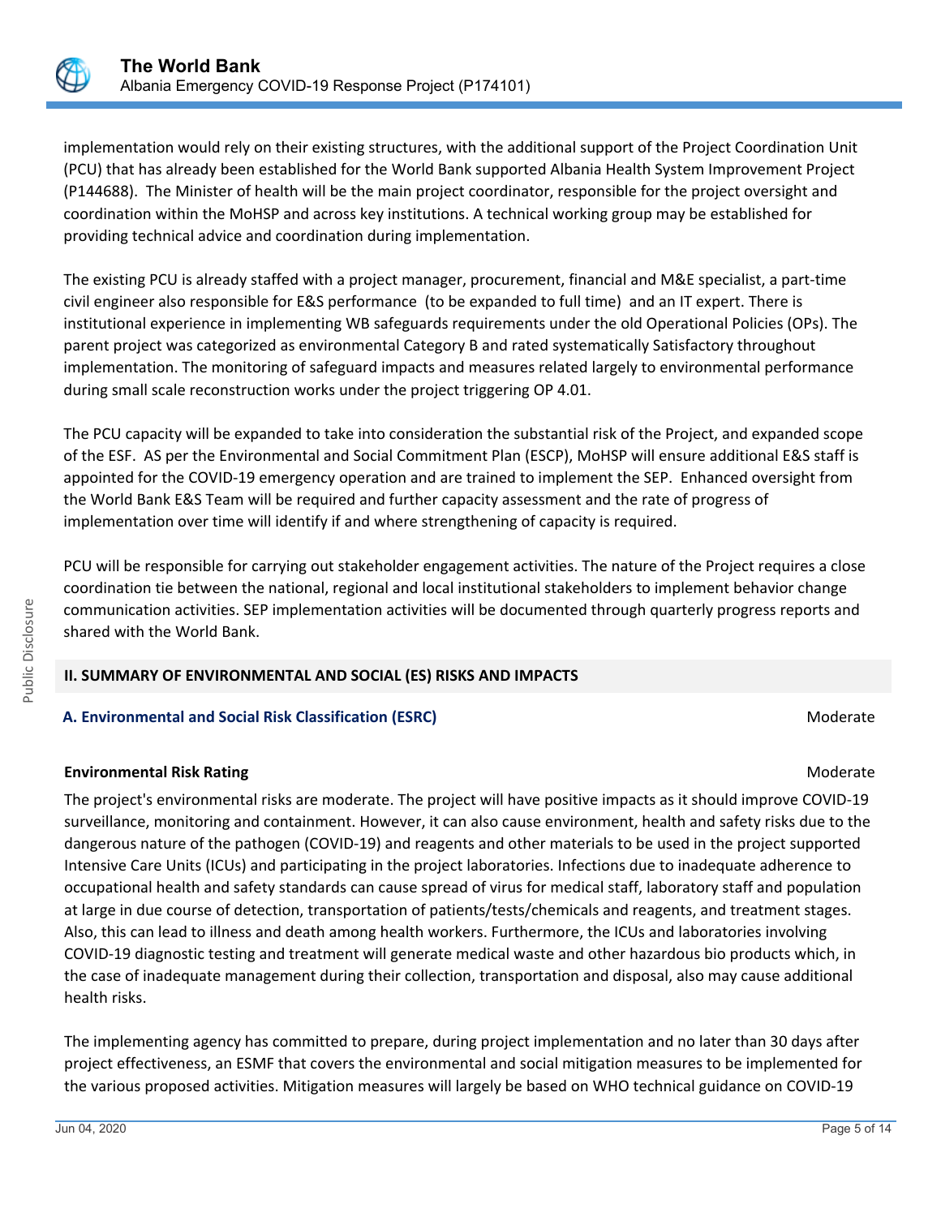implementation would rely on their existing structures, with the additional support of the Project Coordination Unit (PCU) that has already been established for the World Bank supported Albania Health System Improvement Project (P144688). The Minister of health will be the main project coordinator, responsible for the project oversight and coordination within the MoHSP and across key institutions. A technical working group may be established for providing technical advice and coordination during implementation.

The existing PCU is already staffed with a project manager, procurement, financial and M&E specialist, a part-time civil engineer also responsible for E&S performance (to be expanded to full time) and an IT expert. There is institutional experience in implementing WB safeguards requirements under the old Operational Policies (OPs). The parent project was categorized as environmental Category B and rated systematically Satisfactory throughout implementation. The monitoring of safeguard impacts and measures related largely to environmental performance during small scale reconstruction works under the project triggering OP 4.01.

The PCU capacity will be expanded to take into consideration the substantial risk of the Project, and expanded scope of the ESF. AS per the Environmental and Social Commitment Plan (ESCP), MoHSP will ensure additional E&S staff is appointed for the COVID-19 emergency operation and are trained to implement the SEP. Enhanced oversight from the World Bank E&S Team will be required and further capacity assessment and the rate of progress of implementation over time will identify if and where strengthening of capacity is required.

PCU will be responsible for carrying out stakeholder engagement activities. The nature of the Project requires a close coordination tie between the national, regional and local institutional stakeholders to implement behavior change communication activities. SEP implementation activities will be documented through quarterly progress reports and shared with the World Bank.

## II. SUMMARY OF ENVIRONMENTAL AND SOCIAL (ES) RISKS AND IMPACTS

### A. Environmental and Social Risk Classification (ESRC) — Moderate

**Environmental Risk Rating** — Moderate

The project's environmental risks are moderate. The project will have positive impacts as it should improve COVID-19 surveillance, monitoring and containment. However, it can also cause environment, health and safety risks due to the dangerous nature of the pathogen (COVID-19) and reagents and other materials to be used in the project supported Intensive Care Units (ICUs) and participating in the project laboratories. Infections due to inadequate adherence to occupational health and safety standards can cause spread of virus for medical staff, laboratory staff and population at large in due course of detection, transportation of patients/tests/chemicals and reagents, and treatment stages. Also, this can lead to illness and death among health workers. Furthermore, the ICUs and laboratories involving COVID-19 diagnostic testing and treatment will generate medical waste and other hazardous bio products which, in the case of inadequate management during their collection, transportation and disposal, also may cause additional health risks.

The implementing agency has committed to prepare, during project implementation and no later than 30 days after project effectiveness, an ESMF that covers the environmental and social mitigation measures to be implemented for the various proposed activities. Mitigation measures will largely be based on WHO technical guidance on COVID-19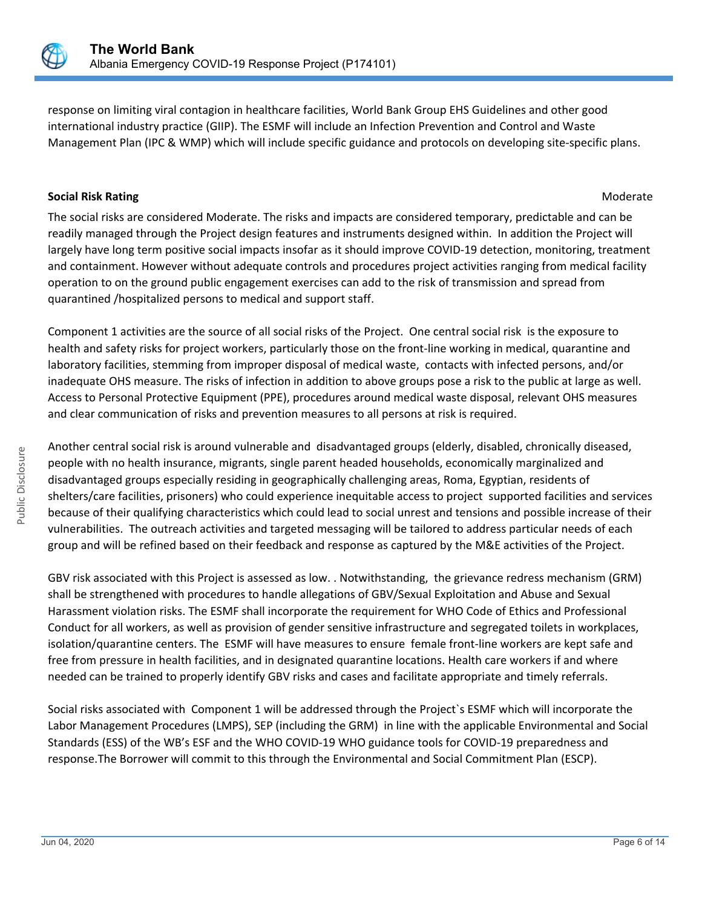response on limiting viral contagion in healthcare facilities, World Bank Group EHS Guidelines and other good international industry practice (GIIP). The ESMF will include an Infection Prevention and Control and Waste Management Plan (IPC & WMP) which will include specific guidance and protocols on developing site-specific plans.

**Social Risk Rating** Moderate

The social risks are considered Moderate. The risks and impacts are considered temporary, predictable and can be readily managed through the Project design features and instruments designed within. In addition the Project will largely have long term positive social impacts insofar as it should improve COVID-19 detection, monitoring, treatment and containment. However without adequate controls and procedures project activities ranging from medical facility operation to on the ground public engagement exercises can add to the risk of transmission and spread from quarantined /hospitalized persons to medical and support staff.

Component 1 activities are the source of all social risks of the Project. One central social risk is the exposure to health and safety risks for project workers, particularly those on the front-line working in medical, quarantine and laboratory facilities, stemming from improper disposal of medical waste, contacts with infected persons, and/or inadequate OHS measure. The risks of infection in addition to above groups pose a risk to the public at large as well. Access to Personal Protective Equipment (PPE), procedures around medical waste disposal, relevant OHS measures and clear communication of risks and prevention measures to all persons at risk is required.

Another central social risk is around vulnerable and disadvantaged groups (elderly, disabled, chronically diseased, people with no health insurance, migrants, single parent headed households, economically marginalized and disadvantaged groups especially residing in geographically challenging areas, Roma, Egyptian, residents of shelters/care facilities, prisoners) who could experience inequitable access to project supported facilities and services because of their qualifying characteristics which could lead to social unrest and tensions and possible increase of their vulnerabilities. The outreach activities and targeted messaging will be tailored to address particular needs of each group and will be refined based on their feedback and response as captured by the M&E activities of the Project.

GBV risk associated with this Project is assessed as low. . Notwithstanding, the grievance redress mechanism (GRM) shall be strengthened with procedures to handle allegations of GBV/Sexual Exploitation and Abuse and Sexual Harassment violation risks. The ESMF shall incorporate the requirement for WHO Code of Ethics and Professional Conduct for all workers, as well as provision of gender sensitive infrastructure and segregated toilets in workplaces, isolation/quarantine centers. The ESMF will have measures to ensure female front-line workers are kept safe and free from pressure in health facilities, and in designated quarantine locations. Health care workers if and where needed can be trained to properly identify GBV risks and cases and facilitate appropriate and timely referrals.

Social risks associated with Component 1 will be addressed through the Project`s ESMF which will incorporate the Labor Management Procedures (LMPS), SEP (including the GRM) in line with the applicable Environmental and Social Standards (ESS) of the WB's ESF and the WHO COVID-19 WHO guidance tools for COVID-19 preparedness and response.The Borrower will commit to this through the Environmental and Social Commitment Plan (ESCP).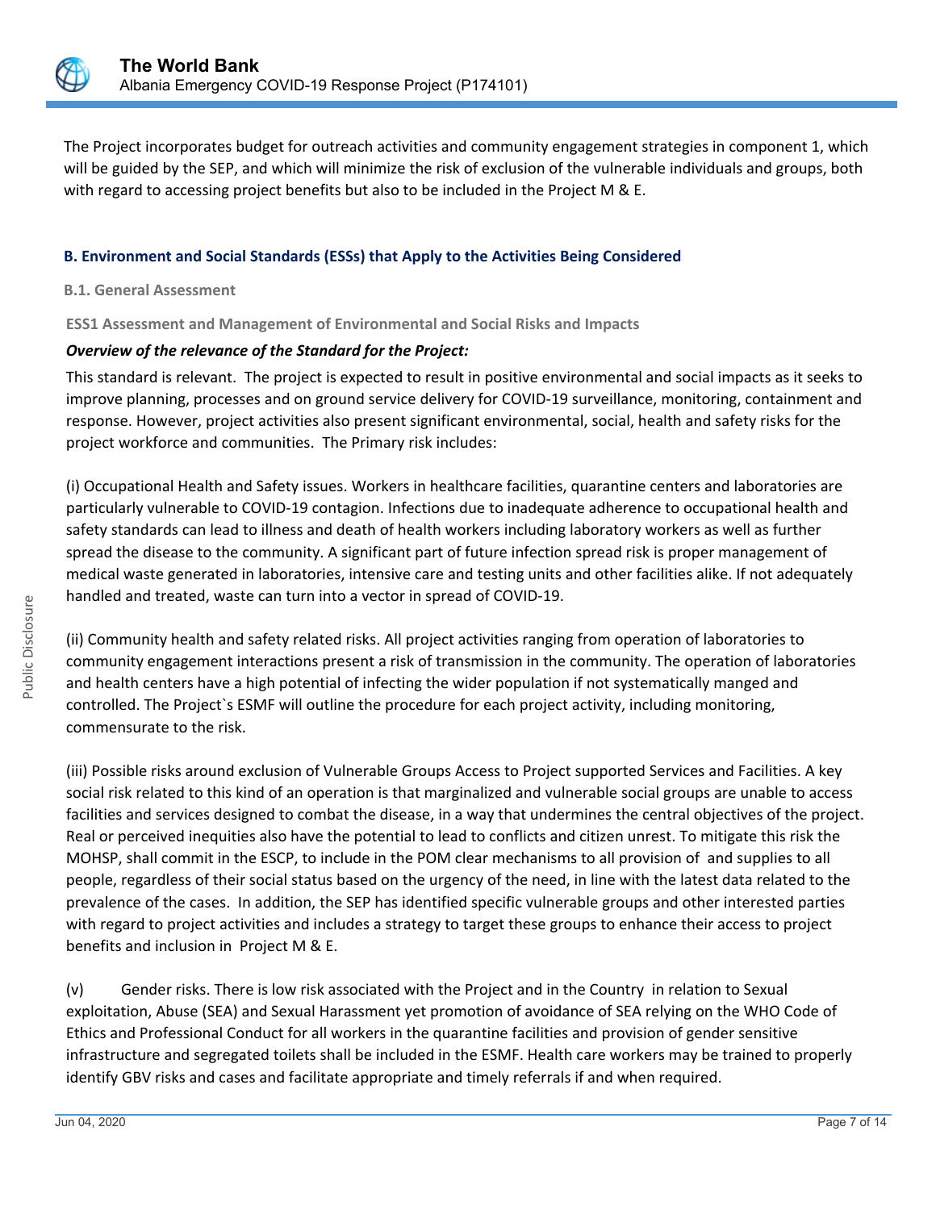The Project incorporates budget for outreach activities and community engagement strategies in component 1, which will be guided by the SEP, and which will minimize the risk of exclusion of the vulnerable individuals and groups, both with regard to accessing project benefits but also to be included in the Project M & E.

## B. Environment and Social Standards (ESSs) that Apply to the Activities Being Considered

### B.1. General Assessment

#### ESS1 Assessment and Management of Environmental and Social Risks and Impacts

***Overview of the relevance of the Standard for the Project:***

This standard is relevant. The project is expected to result in positive environmental and social impacts as it seeks to improve planning, processes and on ground service delivery for COVID-19 surveillance, monitoring, containment and response. However, project activities also present significant environmental, social, health and safety risks for the project workforce and communities. The Primary risk includes:

(i) Occupational Health and Safety issues. Workers in healthcare facilities, quarantine centers and laboratories are particularly vulnerable to COVID-19 contagion. Infections due to inadequate adherence to occupational health and safety standards can lead to illness and death of health workers including laboratory workers as well as further spread the disease to the community. A significant part of future infection spread risk is proper management of medical waste generated in laboratories, intensive care and testing units and other facilities alike. If not adequately handled and treated, waste can turn into a vector in spread of COVID-19.

(ii) Community health and safety related risks. All project activities ranging from operation of laboratories to community engagement interactions present a risk of transmission in the community. The operation of laboratories and health centers have a high potential of infecting the wider population if not systematically manged and controlled. The Project`s ESMF will outline the procedure for each project activity, including monitoring, commensurate to the risk.

(iii) Possible risks around exclusion of Vulnerable Groups Access to Project supported Services and Facilities. A key social risk related to this kind of an operation is that marginalized and vulnerable social groups are unable to access facilities and services designed to combat the disease, in a way that undermines the central objectives of the project. Real or perceived inequities also have the potential to lead to conflicts and citizen unrest. To mitigate this risk the MOHSP, shall commit in the ESCP, to include in the POM clear mechanisms to all provision of and supplies to all people, regardless of their social status based on the urgency of the need, in line with the latest data related to the prevalence of the cases. In addition, the SEP has identified specific vulnerable groups and other interested parties with regard to project activities and includes a strategy to target these groups to enhance their access to project benefits and inclusion in Project M & E.

(v) Gender risks. There is low risk associated with the Project and in the Country in relation to Sexual exploitation, Abuse (SEA) and Sexual Harassment yet promotion of avoidance of SEA relying on the WHO Code of Ethics and Professional Conduct for all workers in the quarantine facilities and provision of gender sensitive infrastructure and segregated toilets shall be included in the ESMF. Health care workers may be trained to properly identify GBV risks and cases and facilitate appropriate and timely referrals if and when required.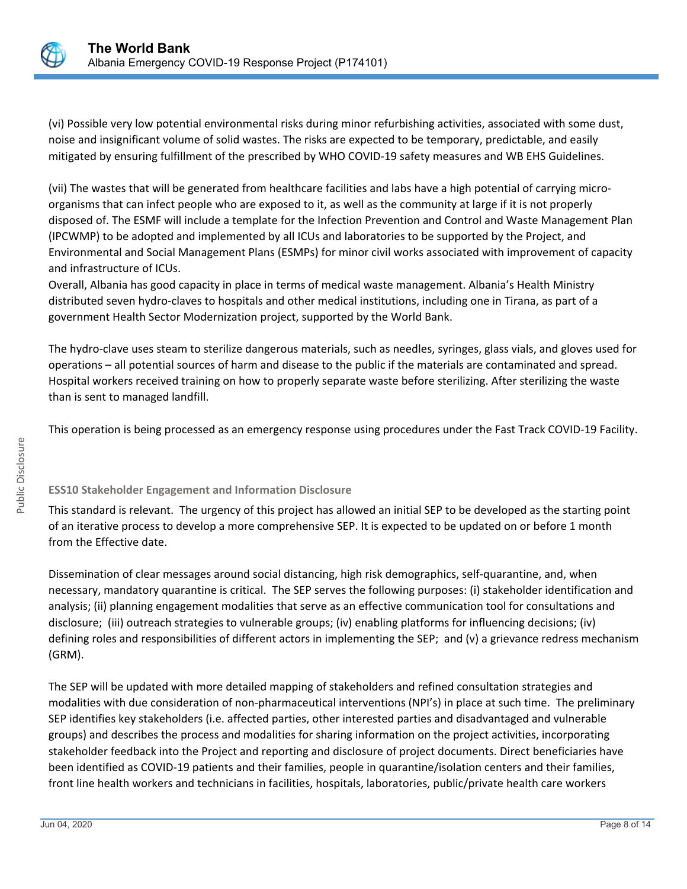(vi) Possible very low potential environmental risks during minor refurbishing activities, associated with some dust, noise and insignificant volume of solid wastes. The risks are expected to be temporary, predictable, and easily mitigated by ensuring fulfillment of the prescribed by WHO COVID-19 safety measures and WB EHS Guidelines.

(vii) The wastes that will be generated from healthcare facilities and labs have a high potential of carrying micro-organisms that can infect people who are exposed to it, as well as the community at large if it is not properly disposed of. The ESMF will include a template for the Infection Prevention and Control and Waste Management Plan (IPCWMP) to be adopted and implemented by all ICUs and laboratories to be supported by the Project, and Environmental and Social Management Plans (ESMPs) for minor civil works associated with improvement of capacity and infrastructure of ICUs.
Overall, Albania has good capacity in place in terms of medical waste management. Albania's Health Ministry distributed seven hydro-claves to hospitals and other medical institutions, including one in Tirana, as part of a government Health Sector Modernization project, supported by the World Bank.

The hydro-clave uses steam to sterilize dangerous materials, such as needles, syringes, glass vials, and gloves used for operations – all potential sources of harm and disease to the public if the materials are contaminated and spread. Hospital workers received training on how to properly separate waste before sterilizing. After sterilizing the waste than is sent to managed landfill.

This operation is being processed as an emergency response using procedures under the Fast Track COVID-19 Facility.

**ESS10 Stakeholder Engagement and Information Disclosure**

This standard is relevant. The urgency of this project has allowed an initial SEP to be developed as the starting point of an iterative process to develop a more comprehensive SEP. It is expected to be updated on or before 1 month from the Effective date.

Dissemination of clear messages around social distancing, high risk demographics, self-quarantine, and, when necessary, mandatory quarantine is critical. The SEP serves the following purposes: (i) stakeholder identification and analysis; (ii) planning engagement modalities that serve as an effective communication tool for consultations and disclosure; (iii) outreach strategies to vulnerable groups; (iv) enabling platforms for influencing decisions; (iv) defining roles and responsibilities of different actors in implementing the SEP; and (v) a grievance redress mechanism (GRM).

The SEP will be updated with more detailed mapping of stakeholders and refined consultation strategies and modalities with due consideration of non-pharmaceutical interventions (NPI's) in place at such time. The preliminary SEP identifies key stakeholders (i.e. affected parties, other interested parties and disadvantaged and vulnerable groups) and describes the process and modalities for sharing information on the project activities, incorporating stakeholder feedback into the Project and reporting and disclosure of project documents. Direct beneficiaries have been identified as COVID-19 patients and their families, people in quarantine/isolation centers and their families, front line health workers and technicians in facilities, hospitals, laboratories, public/private health care workers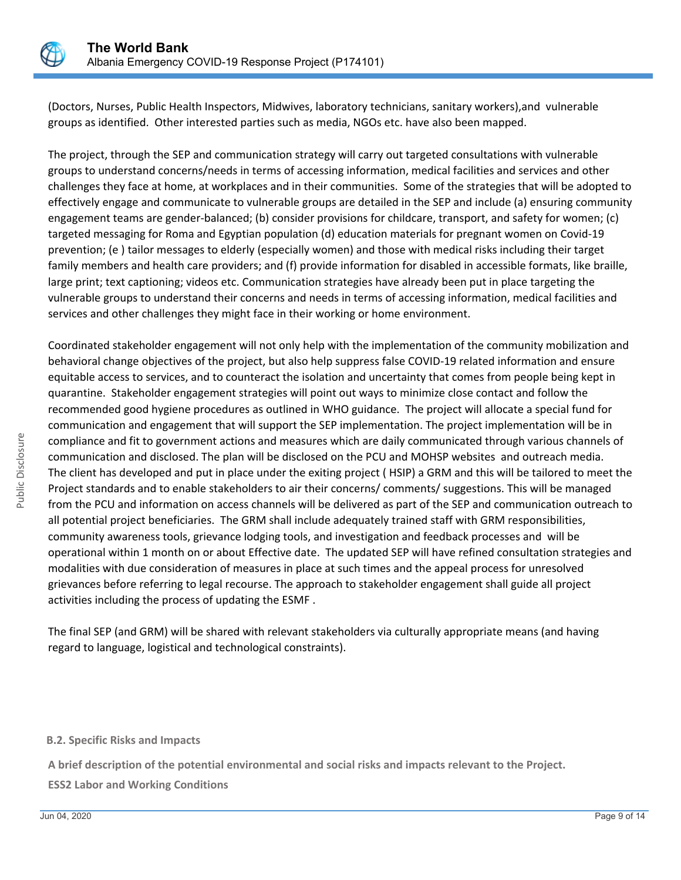(Doctors, Nurses, Public Health Inspectors, Midwives, laboratory technicians, sanitary workers),and vulnerable groups as identified. Other interested parties such as media, NGOs etc. have also been mapped.

The project, through the SEP and communication strategy will carry out targeted consultations with vulnerable groups to understand concerns/needs in terms of accessing information, medical facilities and services and other challenges they face at home, at workplaces and in their communities. Some of the strategies that will be adopted to effectively engage and communicate to vulnerable groups are detailed in the SEP and include (a) ensuring community engagement teams are gender-balanced; (b) consider provisions for childcare, transport, and safety for women; (c) targeted messaging for Roma and Egyptian population (d) education materials for pregnant women on Covid-19 prevention; (e ) tailor messages to elderly (especially women) and those with medical risks including their target family members and health care providers; and (f) provide information for disabled in accessible formats, like braille, large print; text captioning; videos etc. Communication strategies have already been put in place targeting the vulnerable groups to understand their concerns and needs in terms of accessing information, medical facilities and services and other challenges they might face in their working or home environment.

Coordinated stakeholder engagement will not only help with the implementation of the community mobilization and behavioral change objectives of the project, but also help suppress false COVID-19 related information and ensure equitable access to services, and to counteract the isolation and uncertainty that comes from people being kept in quarantine. Stakeholder engagement strategies will point out ways to minimize close contact and follow the recommended good hygiene procedures as outlined in WHO guidance. The project will allocate a special fund for communication and engagement that will support the SEP implementation. The project implementation will be in compliance and fit to government actions and measures which are daily communicated through various channels of communication and disclosed. The plan will be disclosed on the PCU and MOHSP websites and outreach media. The client has developed and put in place under the exiting project ( HSIP) a GRM and this will be tailored to meet the Project standards and to enable stakeholders to air their concerns/ comments/ suggestions. This will be managed from the PCU and information on access channels will be delivered as part of the SEP and communication outreach to all potential project beneficiaries. The GRM shall include adequately trained staff with GRM responsibilities, community awareness tools, grievance lodging tools, and investigation and feedback processes and will be operational within 1 month on or about Effective date. The updated SEP will have refined consultation strategies and modalities with due consideration of measures in place at such times and the appeal process for unresolved grievances before referring to legal recourse. The approach to stakeholder engagement shall guide all project activities including the process of updating the ESMF .

The final SEP (and GRM) will be shared with relevant stakeholders via culturally appropriate means (and having regard to language, logistical and technological constraints).

### B.2. Specific Risks and Impacts

**A brief description of the potential environmental and social risks and impacts relevant to the Project.**

**ESS2 Labor and Working Conditions**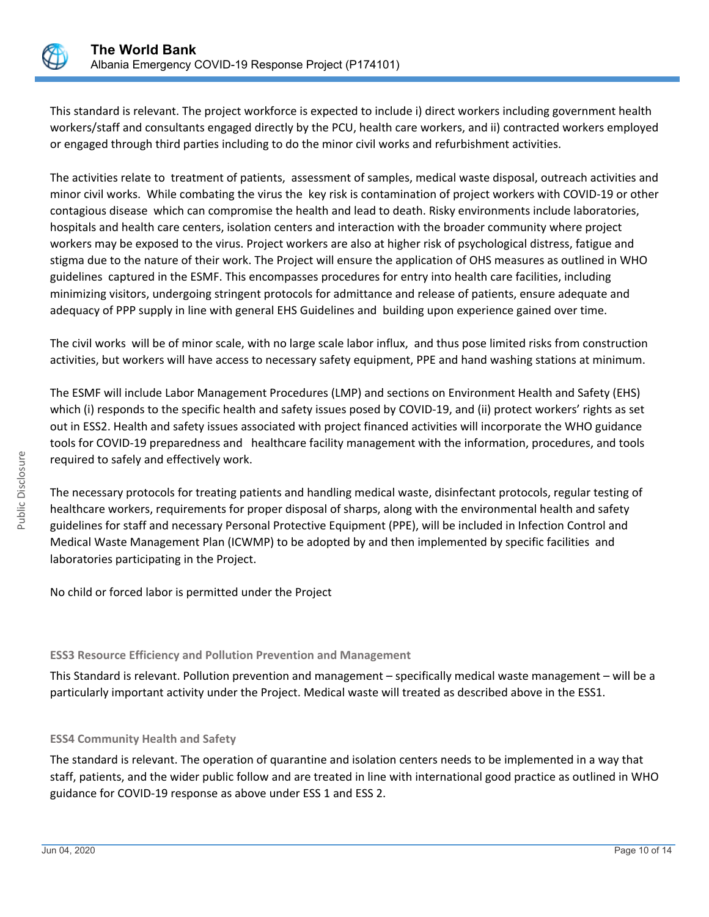This standard is relevant. The project workforce is expected to include i) direct workers including government health workers/staff and consultants engaged directly by the PCU, health care workers, and ii) contracted workers employed or engaged through third parties including to do the minor civil works and refurbishment activities.

The activities relate to treatment of patients, assessment of samples, medical waste disposal, outreach activities and minor civil works. While combating the virus the key risk is contamination of project workers with COVID-19 or other contagious disease which can compromise the health and lead to death. Risky environments include laboratories, hospitals and health care centers, isolation centers and interaction with the broader community where project workers may be exposed to the virus. Project workers are also at higher risk of psychological distress, fatigue and stigma due to the nature of their work. The Project will ensure the application of OHS measures as outlined in WHO guidelines captured in the ESMF. This encompasses procedures for entry into health care facilities, including minimizing visitors, undergoing stringent protocols for admittance and release of patients, ensure adequate and adequacy of PPP supply in line with general EHS Guidelines and building upon experience gained over time.

The civil works will be of minor scale, with no large scale labor influx, and thus pose limited risks from construction activities, but workers will have access to necessary safety equipment, PPE and hand washing stations at minimum.

The ESMF will include Labor Management Procedures (LMP) and sections on Environment Health and Safety (EHS) which (i) responds to the specific health and safety issues posed by COVID-19, and (ii) protect workers' rights as set out in ESS2. Health and safety issues associated with project financed activities will incorporate the WHO guidance tools for COVID-19 preparedness and healthcare facility management with the information, procedures, and tools required to safely and effectively work.

The necessary protocols for treating patients and handling medical waste, disinfectant protocols, regular testing of healthcare workers, requirements for proper disposal of sharps, along with the environmental health and safety guidelines for staff and necessary Personal Protective Equipment (PPE), will be included in Infection Control and Medical Waste Management Plan (ICWMP) to be adopted by and then implemented by specific facilities and laboratories participating in the Project.

No child or forced labor is permitted under the Project

### ESS3 Resource Efficiency and Pollution Prevention and Management

This Standard is relevant. Pollution prevention and management – specifically medical waste management – will be a particularly important activity under the Project. Medical waste will treated as described above in the ESS1.

### ESS4 Community Health and Safety

The standard is relevant. The operation of quarantine and isolation centers needs to be implemented in a way that staff, patients, and the wider public follow and are treated in line with international good practice as outlined in WHO guidance for COVID-19 response as above under ESS 1 and ESS 2.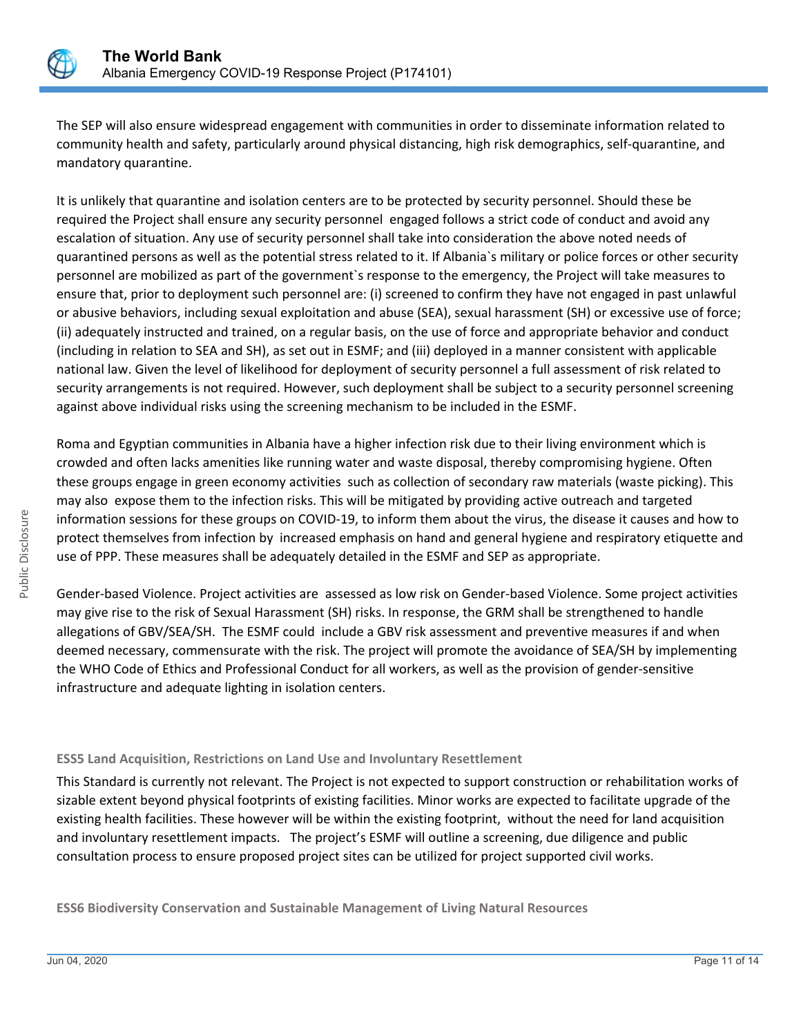The SEP will also ensure widespread engagement with communities in order to disseminate information related to community health and safety, particularly around physical distancing, high risk demographics, self-quarantine, and mandatory quarantine.

It is unlikely that quarantine and isolation centers are to be protected by security personnel. Should these be required the Project shall ensure any security personnel engaged follows a strict code of conduct and avoid any escalation of situation. Any use of security personnel shall take into consideration the above noted needs of quarantined persons as well as the potential stress related to it. If Albania`s military or police forces or other security personnel are mobilized as part of the government`s response to the emergency, the Project will take measures to ensure that, prior to deployment such personnel are: (i) screened to confirm they have not engaged in past unlawful or abusive behaviors, including sexual exploitation and abuse (SEA), sexual harassment (SH) or excessive use of force; (ii) adequately instructed and trained, on a regular basis, on the use of force and appropriate behavior and conduct (including in relation to SEA and SH), as set out in ESMF; and (iii) deployed in a manner consistent with applicable national law. Given the level of likelihood for deployment of security personnel a full assessment of risk related to security arrangements is not required. However, such deployment shall be subject to a security personnel screening against above individual risks using the screening mechanism to be included in the ESMF.

Roma and Egyptian communities in Albania have a higher infection risk due to their living environment which is crowded and often lacks amenities like running water and waste disposal, thereby compromising hygiene. Often these groups engage in green economy activities such as collection of secondary raw materials (waste picking). This may also expose them to the infection risks. This will be mitigated by providing active outreach and targeted information sessions for these groups on COVID-19, to inform them about the virus, the disease it causes and how to protect themselves from infection by increased emphasis on hand and general hygiene and respiratory etiquette and use of PPP. These measures shall be adequately detailed in the ESMF and SEP as appropriate.

Gender-based Violence. Project activities are assessed as low risk on Gender-based Violence. Some project activities may give rise to the risk of Sexual Harassment (SH) risks. In response, the GRM shall be strengthened to handle allegations of GBV/SEA/SH. The ESMF could include a GBV risk assessment and preventive measures if and when deemed necessary, commensurate with the risk. The project will promote the avoidance of SEA/SH by implementing the WHO Code of Ethics and Professional Conduct for all workers, as well as the provision of gender-sensitive infrastructure and adequate lighting in isolation centers.

### ESS5 Land Acquisition, Restrictions on Land Use and Involuntary Resettlement

This Standard is currently not relevant. The Project is not expected to support construction or rehabilitation works of sizable extent beyond physical footprints of existing facilities. Minor works are expected to facilitate upgrade of the existing health facilities. These however will be within the existing footprint, without the need for land acquisition and involuntary resettlement impacts. The project's ESMF will outline a screening, due diligence and public consultation process to ensure proposed project sites can be utilized for project supported civil works.

### ESS6 Biodiversity Conservation and Sustainable Management of Living Natural Resources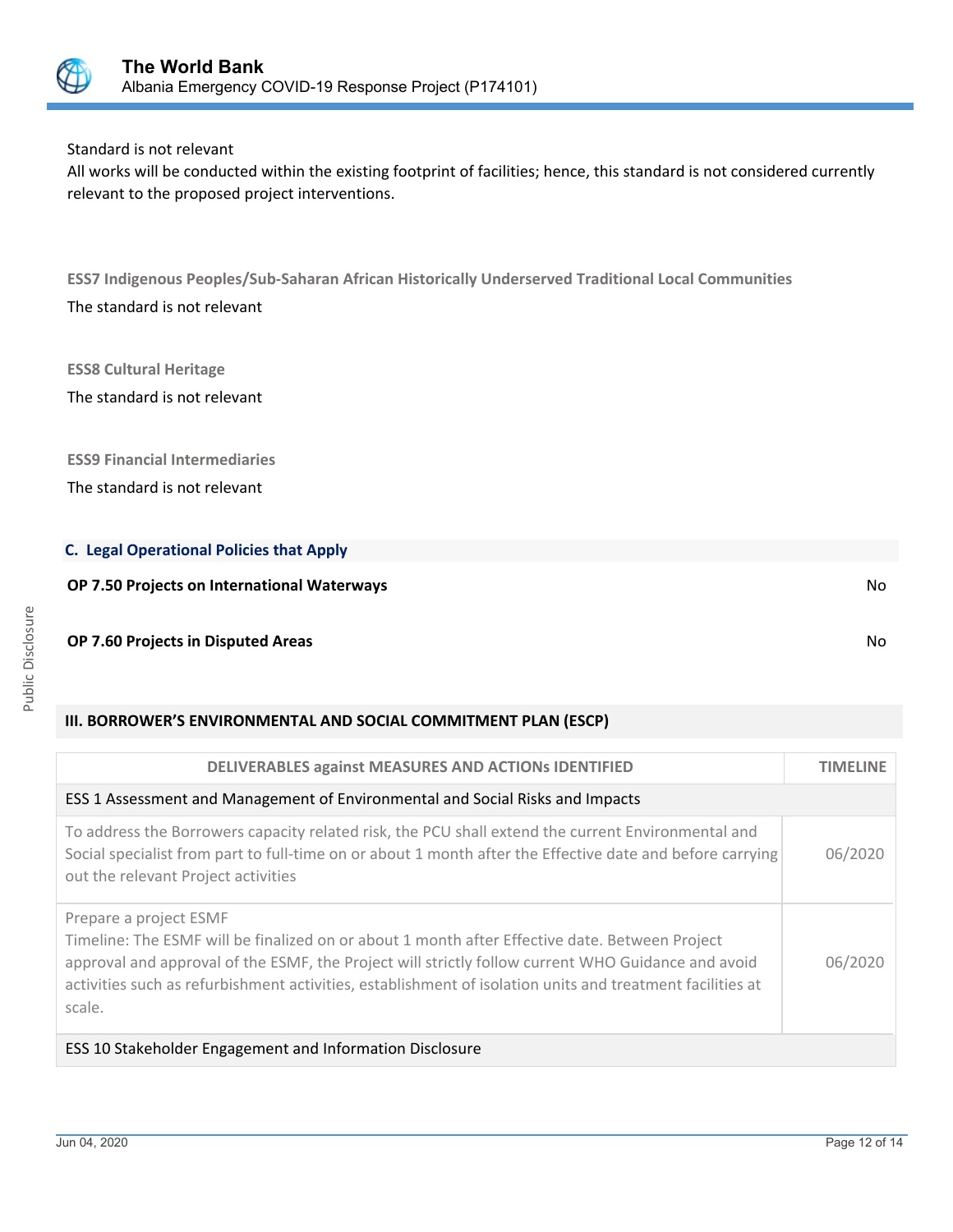Standard is not relevant

All works will be conducted within the existing footprint of facilities; hence, this standard is not considered currently relevant to the proposed project interventions.

**ESS7 Indigenous Peoples/Sub-Saharan African Historically Underserved Traditional Local Communities**

The standard is not relevant

**ESS8 Cultural Heritage**

The standard is not relevant

**ESS9 Financial Intermediaries**

The standard is not relevant

### C. Legal Operational Policies that Apply

| | |
|---|---|
| **OP 7.50 Projects on International Waterways** | No |
| **OP 7.60 Projects in Disputed Areas** | No |

## III. BORROWER'S ENVIRONMENTAL AND SOCIAL COMMITMENT PLAN (ESCP)

| DELIVERABLES against MEASURES AND ACTIONs IDENTIFIED | TIMELINE |
|---|---|
| ESS 1 Assessment and Management of Environmental and Social Risks and Impacts | |
| To address the Borrowers capacity related risk, the PCU shall extend the current Environmental and Social specialist from part to full-time on or about 1 month after the Effective date and before carrying out the relevant Project activities | 06/2020 |
| Prepare a project ESMF<br>Timeline: The ESMF will be finalized on or about 1 month after Effective date. Between Project approval and approval of the ESMF, the Project will strictly follow current WHO Guidance and avoid activities such as refurbishment activities, establishment of isolation units and treatment facilities at scale. | 06/2020 |
| ESS 10 Stakeholder Engagement and Information Disclosure | |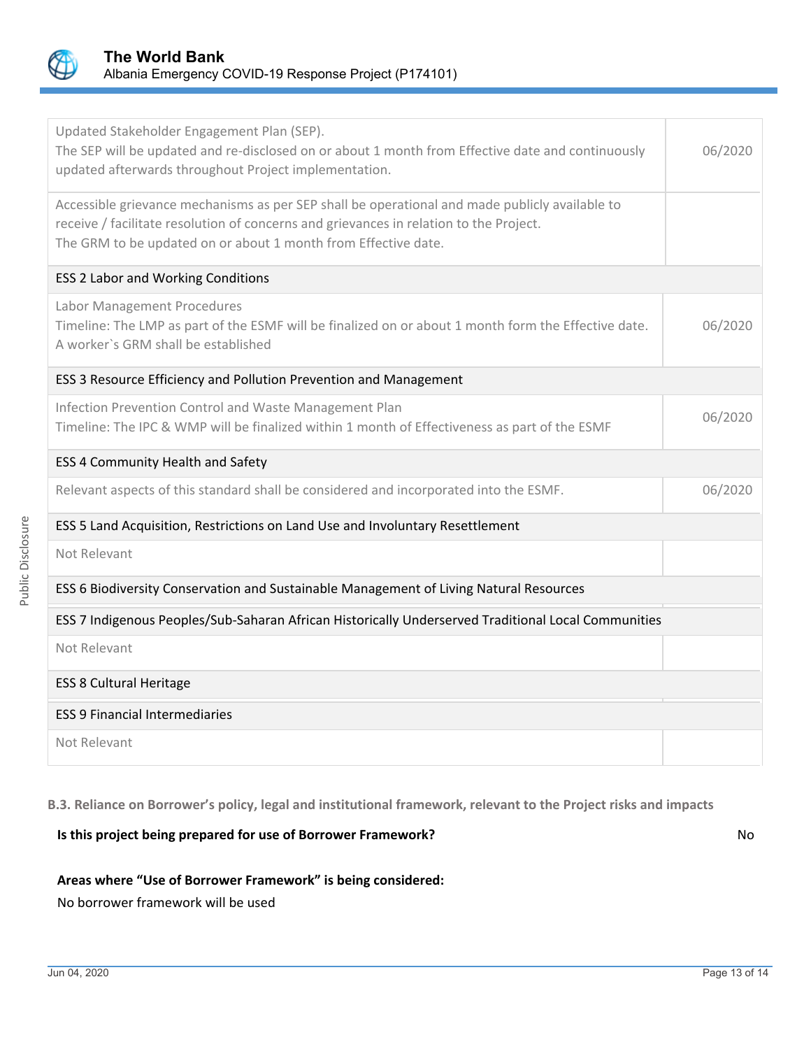| | |
|---|---|
| Updated Stakeholder Engagement Plan (SEP).<br>The SEP will be updated and re-disclosed on or about 1 month from Effective date and continuously updated afterwards throughout Project implementation. | 06/2020 |
| Accessible grievance mechanisms as per SEP shall be operational and made publicly available to receive / facilitate resolution of concerns and grievances in relation to the Project.<br>The GRM to be updated on or about 1 month from Effective date. | |
| **ESS 2 Labor and Working Conditions** | |
| Labor Management Procedures<br>Timeline: The LMP as part of the ESMF will be finalized on or about 1 month form the Effective date.<br>A worker`s GRM shall be established | 06/2020 |
| **ESS 3 Resource Efficiency and Pollution Prevention and Management** | |
| Infection Prevention Control and Waste Management Plan<br>Timeline: The IPC & WMP will be finalized within 1 month of Effectiveness as part of the ESMF | 06/2020 |
| **ESS 4 Community Health and Safety** | |
| Relevant aspects of this standard shall be considered and incorporated into the ESMF. | 06/2020 |
| **ESS 5 Land Acquisition, Restrictions on Land Use and Involuntary Resettlement** | |
| Not Relevant | |
| **ESS 6 Biodiversity Conservation and Sustainable Management of Living Natural Resources** | |
| **ESS 7 Indigenous Peoples/Sub-Saharan African Historically Underserved Traditional Local Communities** | |
| Not Relevant | |
| **ESS 8 Cultural Heritage** | |
| **ESS 9 Financial Intermediaries** | |
| Not Relevant | |

**B.3. Reliance on Borrower's policy, legal and institutional framework, relevant to the Project risks and impacts**

**Is this project being prepared for use of Borrower Framework?** No

**Areas where "Use of Borrower Framework" is being considered:**

No borrower framework will be used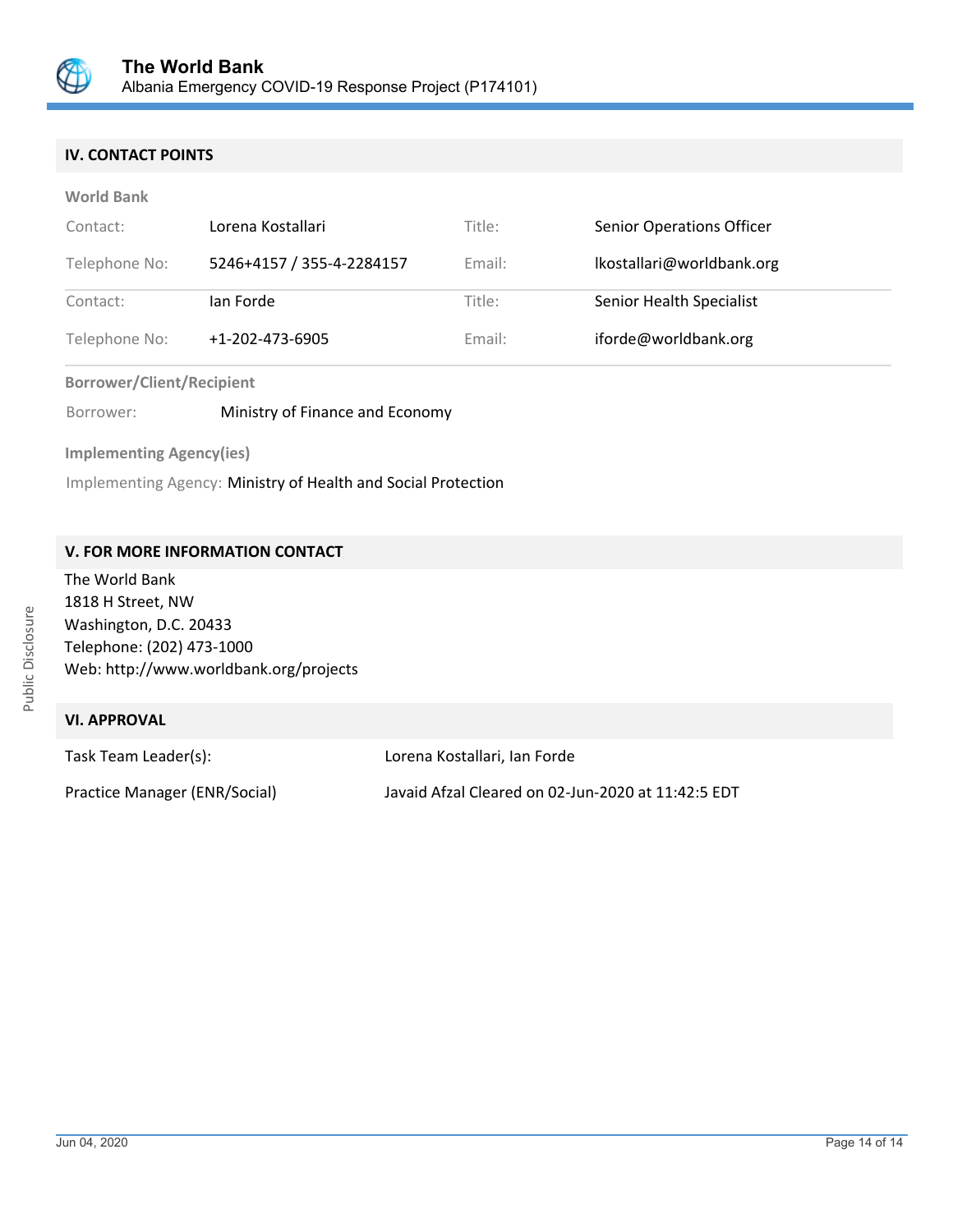## IV. CONTACT POINTS

**World Bank**

| | | | |
|---|---|---|---|
| Contact: | Lorena Kostallari | Title: | Senior Operations Officer |
| Telephone No: | 5246+4157 / 355-4-2284157 | Email: | lkostallari@worldbank.org |
| Contact: | Ian Forde | Title: | Senior Health Specialist |
| Telephone No: | +1-202-473-6905 | Email: | iforde@worldbank.org |

**Borrower/Client/Recipient**

Borrower: Ministry of Finance and Economy

**Implementing Agency(ies)**

Implementing Agency: Ministry of Health and Social Protection

## V. FOR MORE INFORMATION CONTACT

The World Bank
1818 H Street, NW
Washington, D.C. 20433
Telephone: (202) 473-1000
Web: http://www.worldbank.org/projects

## VI. APPROVAL

| | |
|---|---|
| Task Team Leader(s): | Lorena Kostallari, Ian Forde |
| Practice Manager (ENR/Social) | Javaid Afzal Cleared on 02-Jun-2020 at 11:42:5 EDT |